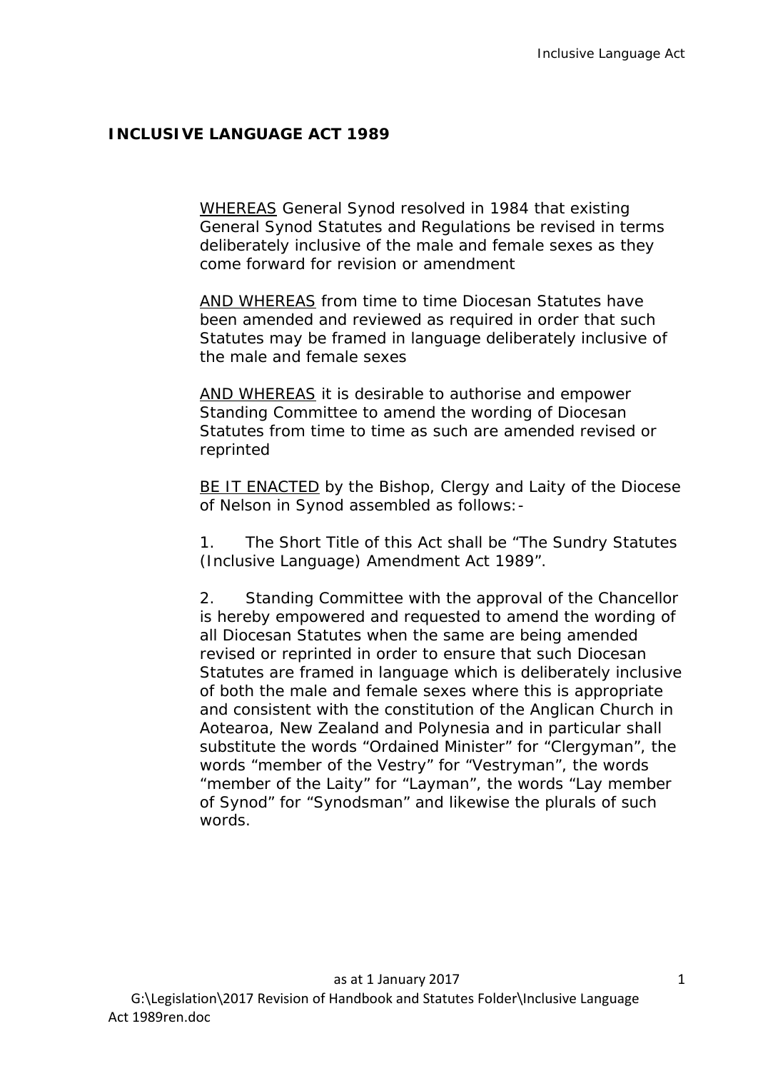# INCLUSIVE LANGUAGE ACT 1989

WHEREAS General Synod resolved in 1984 that existing General Synod Statutes and Regulations be revised in terms deliberately inclusive of the male and female sexes as they come forward for revision or amendment

AND WHEREAS from time to time Diocesan Statutes have been amended and reviewed as required in order that such Statutes may be framed in language deliberately inclusive of the male and female sexes

AND WHEREAS it is desirable to authorise and empower Standing Committee to amend the wording of Diocesan Statutes from time to time as such are amended revised or reprinted

BE IT ENACTED by the Bishop, Clergy and Laity of the Diocese of Nelson in Synod assembled as follows:-

1. The Short Title of this Act shall be "The Sundry Statutes (Inclusive Language) Amendment Act 1989".

2. Standing Committee with the approval of the Chancellor is hereby empowered and requested to amend the wording of all Diocesan Statutes when the same are being amended revised or reprinted in order to ensure that such Diocesan Statutes are framed in language which is deliberately inclusive of both the male and female sexes where this is appropriate and consistent with the constitution of the Anglican Church in Aotearoa, New Zealand and Polynesia and in particular shall substitute the words "Ordained Minister" for "Clergyman", the words "member of the Vestry" for "Vestryman", the words "member of the Laity" for "Layman", the words "Lay member of Synod" for "Synodsman" and likewise the plurals of such words.